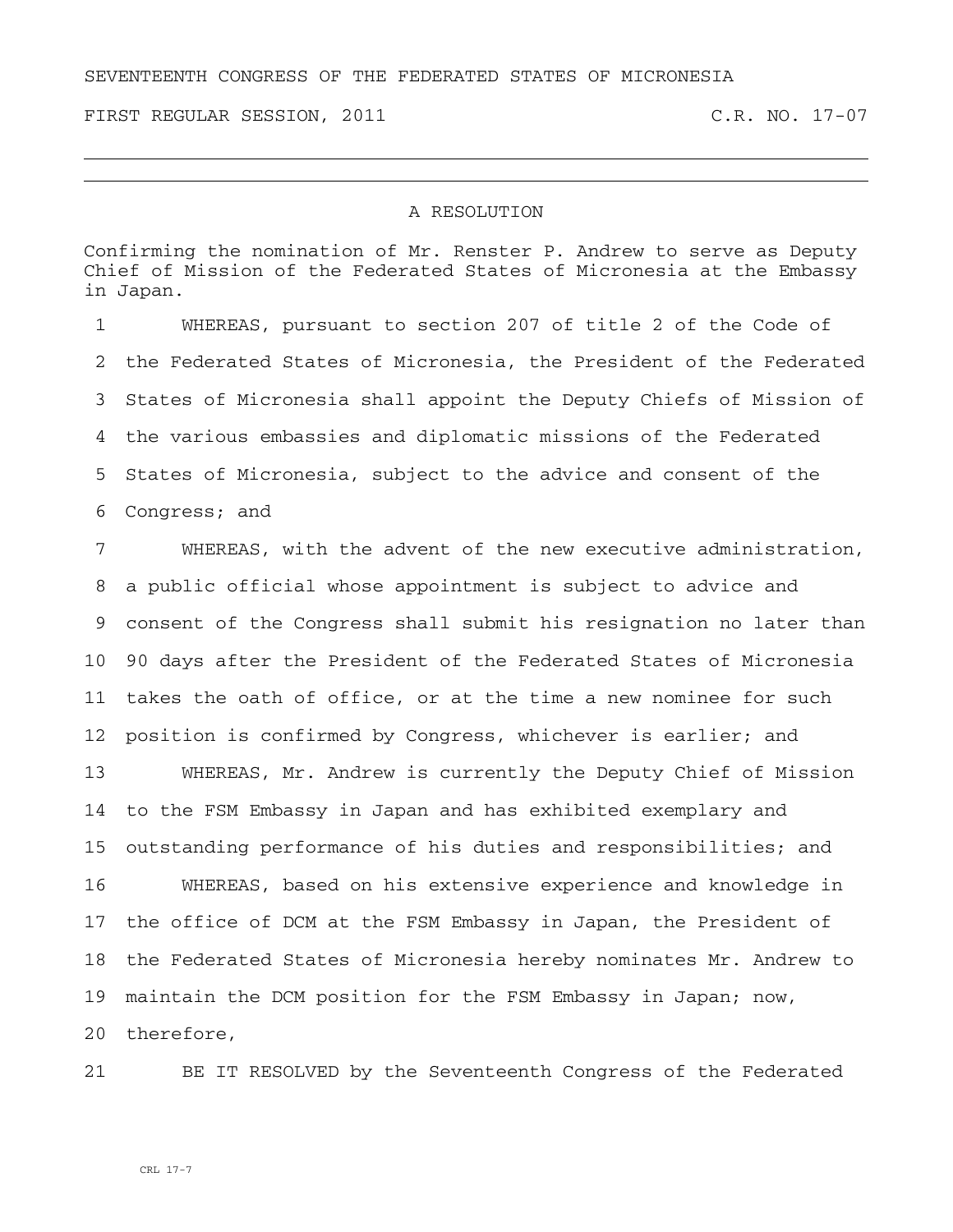SEVENTEENTH CONGRESS OF THE FEDERATED STATES OF MICRONESIA

FIRST REGULAR SESSION, 2011 C.R. NO. 17-07

# A RESOLUTION

Confirming the nomination of Mr. Renster P. Andrew to serve as Deputy Chief of Mission of the Federated States of Micronesia at the Embassy in Japan.

1 WHEREAS, pursuant to section 207 of title 2 of the Code of
2 the Federated States of Micronesia, the President of the Federated
3 States of Micronesia shall appoint the Deputy Chiefs of Mission of
4 the various embassies and diplomatic missions of the Federated
5 States of Micronesia, subject to the advice and consent of the
6 Congress; and

7 WHEREAS, with the advent of the new executive administration,
8 a public official whose appointment is subject to advice and
9 consent of the Congress shall submit his resignation no later than
10 90 days after the President of the Federated States of Micronesia
11 takes the oath of office, or at the time a new nominee for such
12 position is confirmed by Congress, whichever is earlier; and

13 WHEREAS, Mr. Andrew is currently the Deputy Chief of Mission
14 to the FSM Embassy in Japan and has exhibited exemplary and
15 outstanding performance of his duties and responsibilities; and

16 WHEREAS, based on his extensive experience and knowledge in
17 the office of DCM at the FSM Embassy in Japan, the President of
18 the Federated States of Micronesia hereby nominates Mr. Andrew to
19 maintain the DCM position for the FSM Embassy in Japan; now,
20 therefore,

21 BE IT RESOLVED by the Seventeenth Congress of the Federated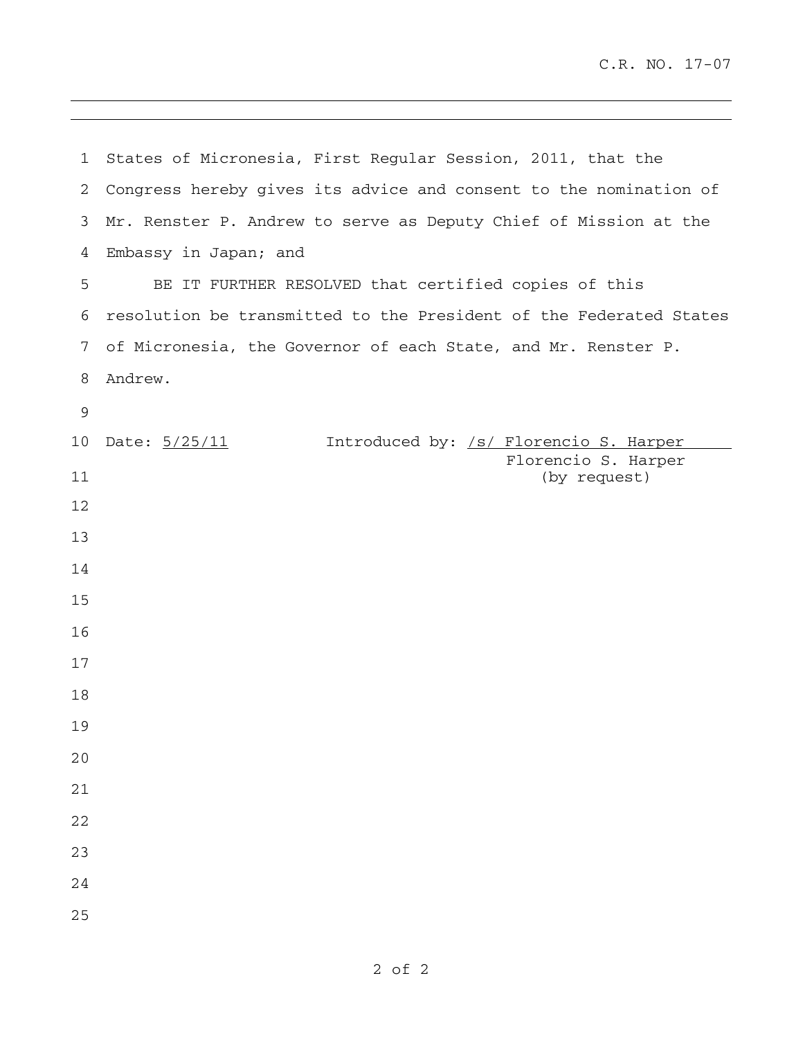States of Micronesia, First Regular Session, 2011, that the Congress hereby gives its advice and consent to the nomination of Mr. Renster P. Andrew to serve as Deputy Chief of Mission at the Embassy in Japan; and

BE IT FURTHER RESOLVED that certified copies of this resolution be transmitted to the President of the Federated States of Micronesia, the Governor of each State, and Mr. Renster P. Andrew.

Date: 5/25/11

Introduced by: /s/ Florencio S. Harper
Florencio S. Harper
(by request)